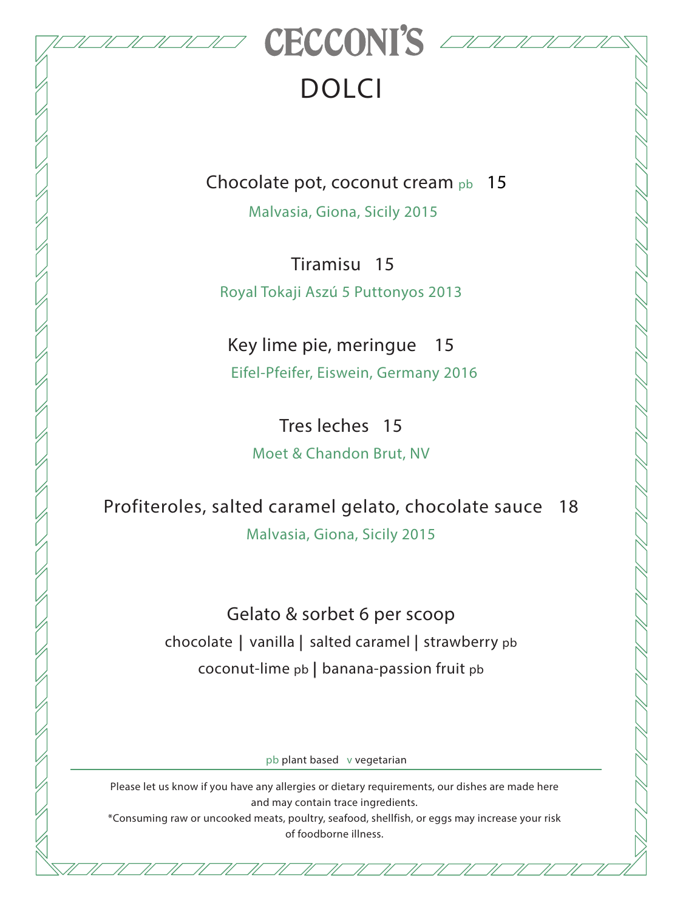# CECCONI'S

## DOLCI

Chocolate pot, coconut cream pb 15

Malvasia, Giona, Sicily 2015

Tiramisu 15

Royal Tokaji Aszú 5 Puttonyos 2013

Key lime pie, meringue 15

Eifel-Pfeifer, Eiswein, Germany 2016

Tres leches 15

Moet & Chandon Brut, NV

Profiteroles, salted caramel gelato, chocolate sauce 18

Malvasia, Giona, Sicily 2015

Gelato & sorbet 6 per scoop

chocolate | vanilla | salted caramel | strawberry pb

coconut-lime pb | banana-passion fruit pb

pb plant based v vegetarian

Please let us know if you have any allergies or dietary requirements, our dishes are made here and may contain trace ingredients.

*Consuming raw or uncooked meats, poultry, seafood, shellfish, or eggs may increase your risk of foodborne illness.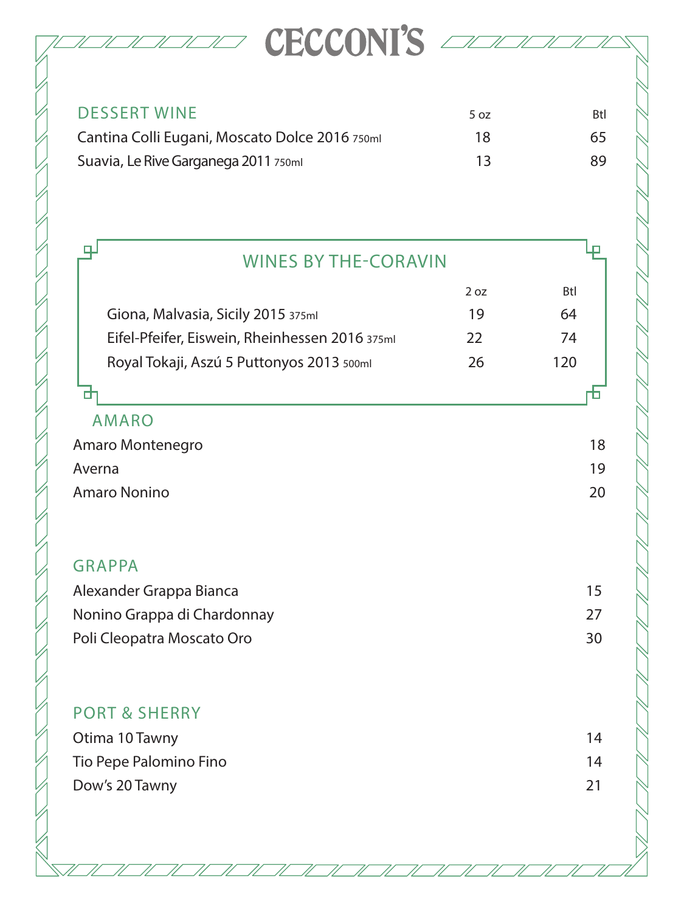# CECCONI'S

## DESSERT WINE

| | 5 oz | Btl |
|---|---|---|
| Cantina Colli Eugani, Moscato Dolce 2016 750ml | 18 | 65 |
| Suavia, Le Rive Garganega 2011 750ml | 13 | 89 |

## WINES BY THE-CORAVIN

| | 2 oz | Btl |
|---|---|---|
| Giona, Malvasia, Sicily 2015 375ml | 19 | 64 |
| Eifel-Pfeifer, Eiswein, Rheinhessen 2016 375ml | 22 | 74 |
| Royal Tokaji, Aszú 5 Puttonyos 2013 500ml | 26 | 120 |

## AMARO

| | |
|---|---|
| Amaro Montenegro | 18 |
| Averna | 19 |
| Amaro Nonino | 20 |

## GRAPPA

| | |
|---|---|
| Alexander Grappa Bianca | 15 |
| Nonino Grappa di Chardonnay | 27 |
| Poli Cleopatra Moscato Oro | 30 |

## PORT & SHERRY

| | |
|---|---|
| Otima 10 Tawny | 14 |
| Tio Pepe Palomino Fino | 14 |
| Dow's 20 Tawny | 21 |